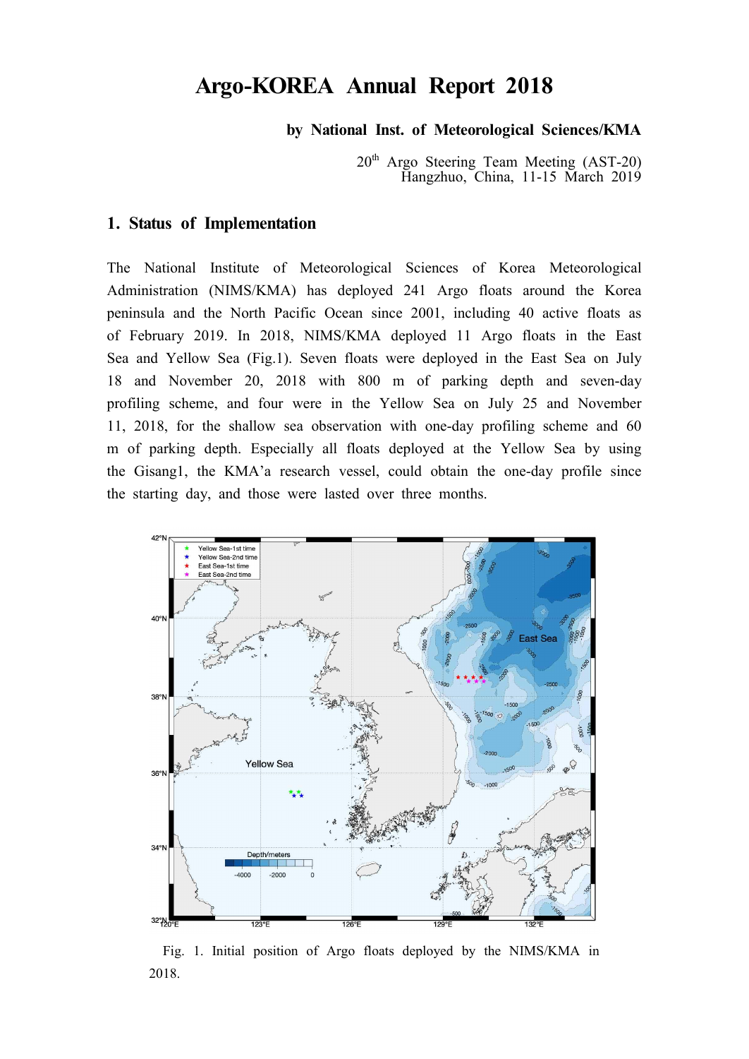# Argo-KOREA Annual Report 2018

**by National Inst. of Meteorological Sciences/KMA**

20th Argo Steering Team Meeting (AST-20)
Hangzhuo, China, 11-15 March 2019

## 1. Status of Implementation

The National Institute of Meteorological Sciences of Korea Meteorological Administration (NIMS/KMA) has deployed 241 Argo floats around the Korea peninsula and the North Pacific Ocean since 2001, including 40 active floats as of February 2019. In 2018, NIMS/KMA deployed 11 Argo floats in the East Sea and Yellow Sea (Fig.1). Seven floats were deployed in the East Sea on July 18 and November 20, 2018 with 800 m of parking depth and seven-day profiling scheme, and four were in the Yellow Sea on July 25 and November 11, 2018, for the shallow sea observation with one-day profiling scheme and 60 m of parking depth. Especially all floats deployed at the Yellow Sea by using the Gisang1, the KMA'a research vessel, could obtain the one-day profile since the starting day, and those were lasted over three months.

Fig. 1. Initial position of Argo floats deployed by the NIMS/KMA in 2018.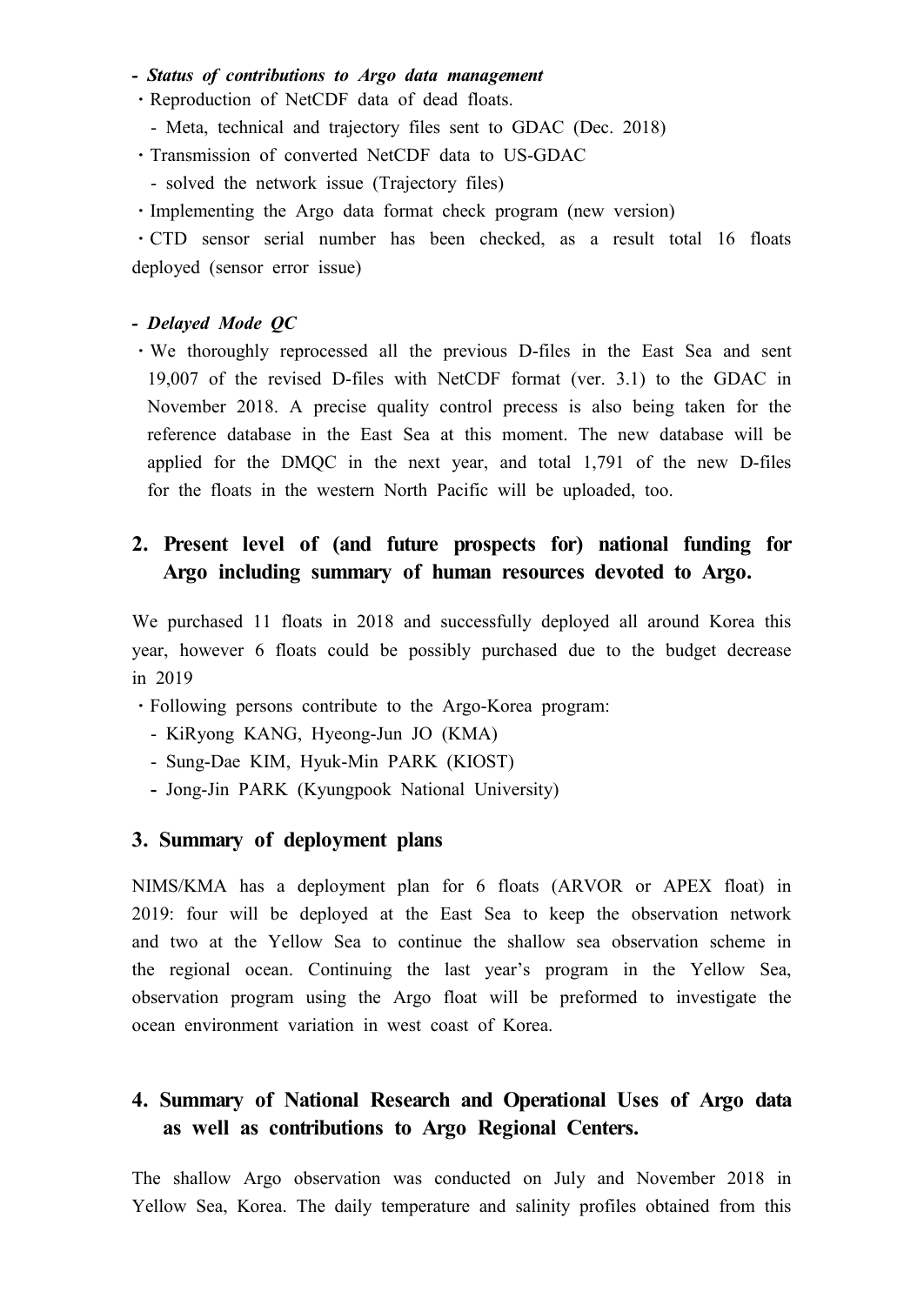***- Status of contributions to Argo data management***

- Reproduction of NetCDF data of dead floats.
  - Meta, technical and trajectory files sent to GDAC (Dec. 2018)
- Transmission of converted NetCDF data to US-GDAC
  - solved the network issue (Trajectory files)
- Implementing the Argo data format check program (new version)
- CTD sensor serial number has been checked, as a result total 16 floats deployed (sensor error issue)

***- Delayed Mode QC***

- We thoroughly reprocessed all the previous D-files in the East Sea and sent 19,007 of the revised D-files with NetCDF format (ver. 3.1) to the GDAC in November 2018. A precise quality control precess is also being taken for the reference database in the East Sea at this moment. The new database will be applied for the DMQC in the next year, and total 1,791 of the new D-files for the floats in the western North Pacific will be uploaded, too.

## 2. Present level of (and future prospects for) national funding for Argo including summary of human resources devoted to Argo.

We purchased 11 floats in 2018 and successfully deployed all around Korea this year, however 6 floats could be possibly purchased due to the budget decrease in 2019

- Following persons contribute to the Argo-Korea program:
  - KiRyong KANG, Hyeong-Jun JO (KMA)
  - Sung-Dae KIM, Hyuk-Min PARK (KIOST)
  - Jong-Jin PARK (Kyungpook National University)

## 3. Summary of deployment plans

NIMS/KMA has a deployment plan for 6 floats (ARVOR or APEX float) in 2019: four will be deployed at the East Sea to keep the observation network and two at the Yellow Sea to continue the shallow sea observation scheme in the regional ocean. Continuing the last year's program in the Yellow Sea, observation program using the Argo float will be preformed to investigate the ocean environment variation in west coast of Korea.

## 4. Summary of National Research and Operational Uses of Argo data as well as contributions to Argo Regional Centers.

The shallow Argo observation was conducted on July and November 2018 in Yellow Sea, Korea. The daily temperature and salinity profiles obtained from this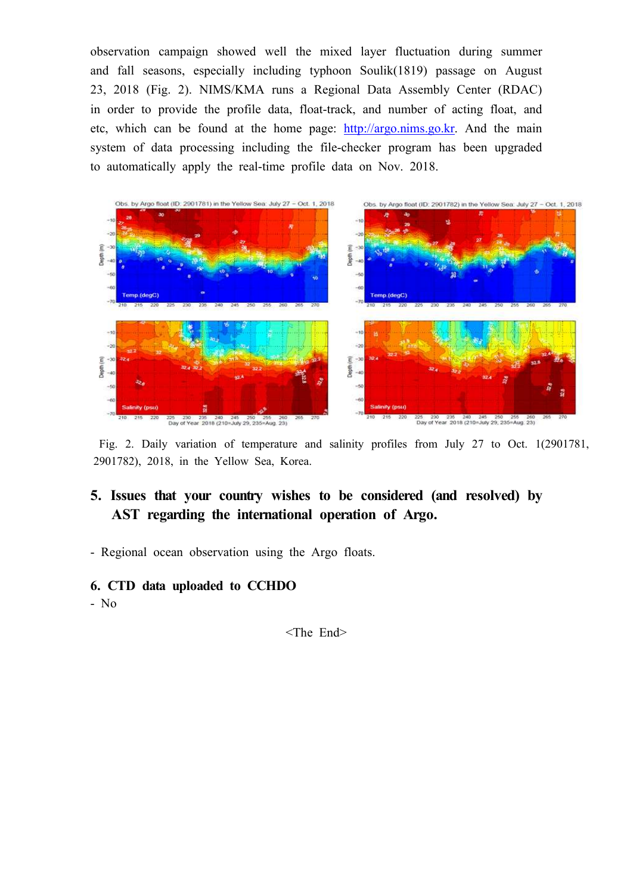observation campaign showed well the mixed layer fluctuation during summer and fall seasons, especially including typhoon Soulik(1819) passage on August 23, 2018 (Fig. 2). NIMS/KMA runs a Regional Data Assembly Center (RDAC) in order to provide the profile data, float-track, and number of acting float, and etc, which can be found at the home page: http://argo.nims.go.kr. And the main system of data processing including the file-checker program has been upgraded to automatically apply the real-time profile data on Nov. 2018.

Obs. by Argo float (ID: 2901781) in the Yellow Sea: July 27 ~ Oct. 1, 2018

Obs. by Argo float (ID: 2901782) in the Yellow Sea: July 27 ~ Oct. 1, 2018

Temp (degC)

Salinity (psu)

Depth (m)

Day of Year 2018 (210=July 29, 235=Aug 23)

Fig. 2. Daily variation of temperature and salinity profiles from July 27 to Oct. 1(2901781, 2901782), 2018, in the Yellow Sea, Korea.

## 5. Issues that your country wishes to be considered (and resolved) by AST regarding the international operation of Argo.

- Regional ocean observation using the Argo floats.

## 6. CTD data uploaded to CCHDO

- No

<The End>